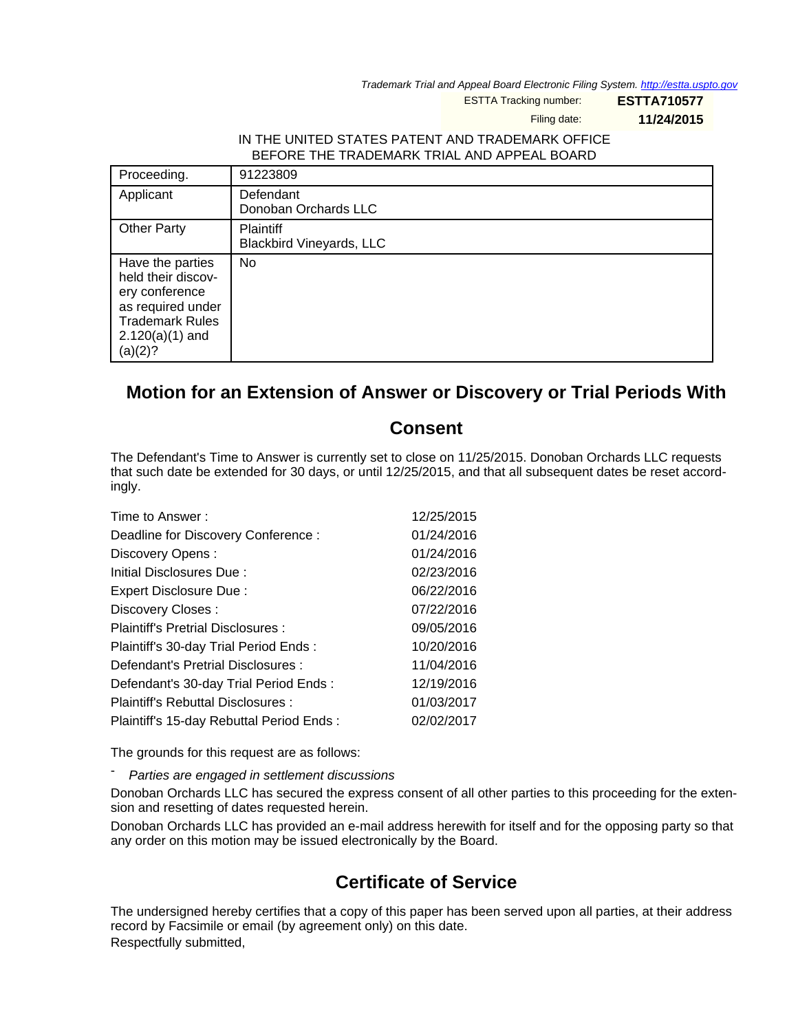Trademark Trial and Appeal Board Electronic Filing System. http://estta.uspto.gov

ESTTA Tracking number: **ESTTA710577**

Filing date: **11/24/2015**

IN THE UNITED STATES PATENT AND TRADEMARK OFFICE
BEFORE THE TRADEMARK TRIAL AND APPEAL BOARD

| Proceeding. | 91223809 |
|---|---|
| Applicant | Defendant<br>Donoban Orchards LLC |
| Other Party | Plaintiff<br>Blackbird Vineyards, LLC |
| Have the parties held their discovery conference as required under Trademark Rules 2.120(a)(1) and (a)(2)? | No |

## Motion for an Extension of Answer or Discovery or Trial Periods With Consent

The Defendant's Time to Answer is currently set to close on 11/25/2015. Donoban Orchards LLC requests that such date be extended for 30 days, or until 12/25/2015, and that all subsequent dates be reset accordingly.

| | |
|---|---|
| Time to Answer : | 12/25/2015 |
| Deadline for Discovery Conference : | 01/24/2016 |
| Discovery Opens : | 01/24/2016 |
| Initial Disclosures Due : | 02/23/2016 |
| Expert Disclosure Due : | 06/22/2016 |
| Discovery Closes : | 07/22/2016 |
| Plaintiff's Pretrial Disclosures : | 09/05/2016 |
| Plaintiff's 30-day Trial Period Ends : | 10/20/2016 |
| Defendant's Pretrial Disclosures : | 11/04/2016 |
| Defendant's 30-day Trial Period Ends : | 12/19/2016 |
| Plaintiff's Rebuttal Disclosures : | 01/03/2017 |
| Plaintiff's 15-day Rebuttal Period Ends : | 02/02/2017 |

The grounds for this request are as follows:

- *Parties are engaged in settlement discussions*

Donoban Orchards LLC has secured the express consent of all other parties to this proceeding for the extension and resetting of dates requested herein.

Donoban Orchards LLC has provided an e-mail address herewith for itself and for the opposing party so that any order on this motion may be issued electronically by the Board.

## Certificate of Service

The undersigned hereby certifies that a copy of this paper has been served upon all parties, at their address record by Facsimile or email (by agreement only) on this date.

Respectfully submitted,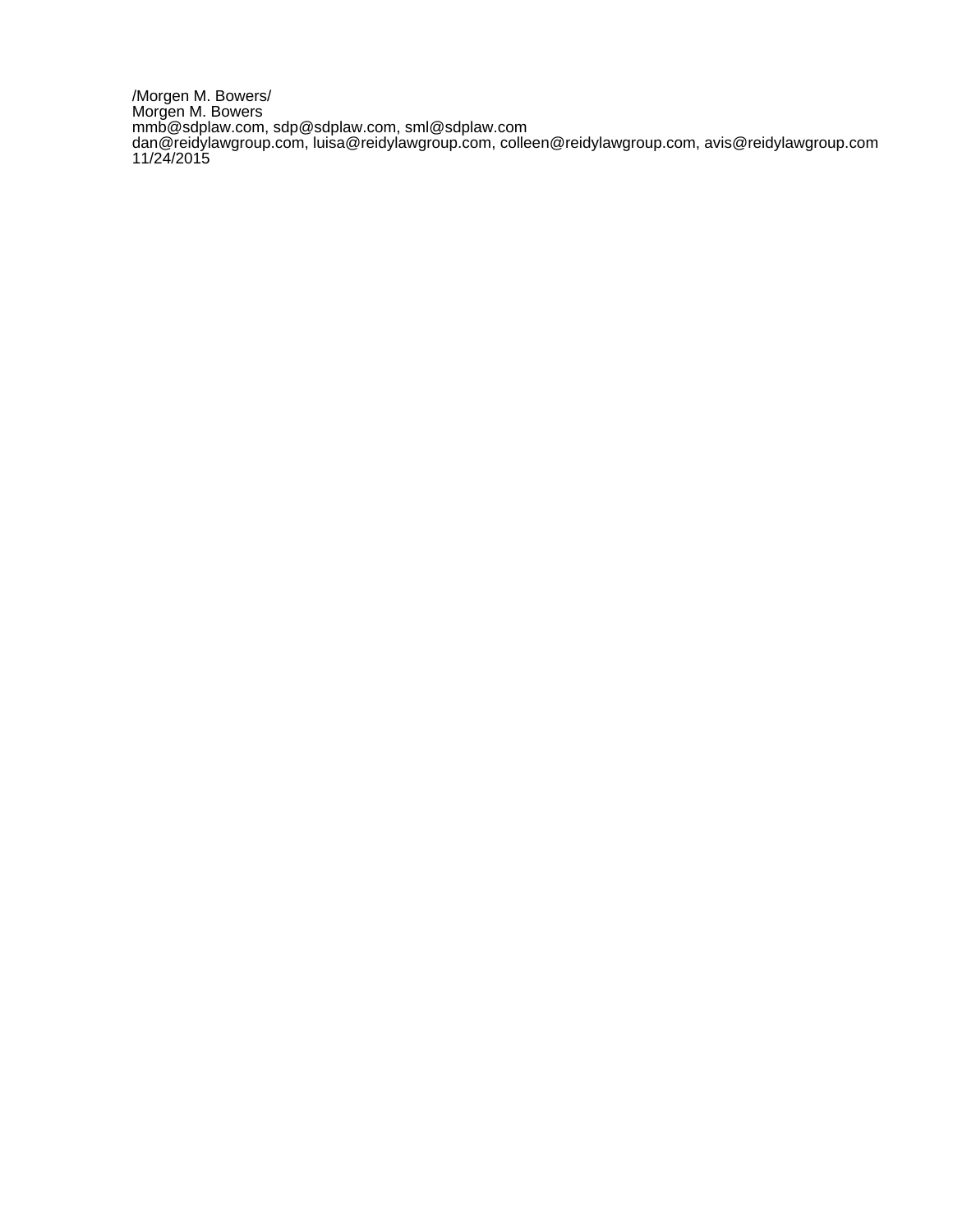/Morgen M. Bowers/
Morgen M. Bowers
mmb@sdplaw.com, sdp@sdplaw.com, sml@sdplaw.com
dan@reidylawgroup.com, luisa@reidylawgroup.com, colleen@reidylawgroup.com, avis@reidylawgroup.com
11/24/2015